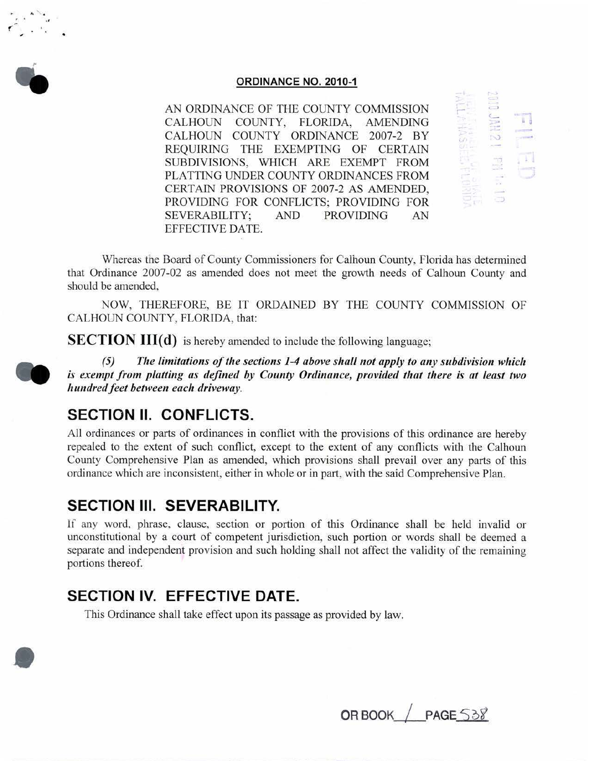## ORDINANCE NO. 2010-1

AN ORDINANCE OF THE COUNTY COMMISSION CALHOUN COUNTY, FLORIDA, AMENDING CALHOUN COUNTY ORDINANCE 2007-2 BY REQUIRING THE EXEMPTING OF CERTAIN SUBDIVISIONS, WHICH ARE EXEMPT FROM PLATTING UNDER COUNTY ORDINANCES FROM CERTAIN PROVISIONS OF 2007-2 AS AMENDED, PROVIDING FOR CONFLICTS; PROVIDING FOR SEVERABILITY; AND PROVIDING AN EFFECTIVE DATE.

FILED 2010 JAN 21 PM 1:10 SECRETARY OF STATE TALLAHASSEE, FLORIDA

Whereas the Board of County Commissioners for Calhoun County, Florida has determined that Ordinance 2007-02 as amended does not meet the growth needs of Calhoun County and should be amended,

NOW, THEREFORE, BE IT ORDAINED BY THE COUNTY COMMISSION OF CALHOUN COUNTY, FLORIDA, that:

**SECTION III(d)** is hereby amended to include the following language;

***(5) The limitations of the sections 1-4 above shall not apply to any subdivision which is exempt from platting as defined by County Ordinance, provided that there is at least two hundred feet between each driveway.***

## SECTION II. CONFLICTS.

All ordinances or parts of ordinances in conflict with the provisions of this ordinance are hereby repealed to the extent of such conflict, except to the extent of any conflicts with the Calhoun County Comprehensive Plan as amended, which provisions shall prevail over any parts of this ordinance which are inconsistent, either in whole or in part, with the said Comprehensive Plan.

## SECTION III. SEVERABILITY.

If any word, phrase, clause, section or portion of this Ordinance shall be held invalid or unconstitutional by a court of competent jurisdiction, such portion or words shall be deemed a separate and independent provision and such holding shall not affect the validity of the remaining portions thereof.

## SECTION IV. EFFECTIVE DATE.

This Ordinance shall take effect upon its passage as provided by law.

OR BOOK 1 PAGE 538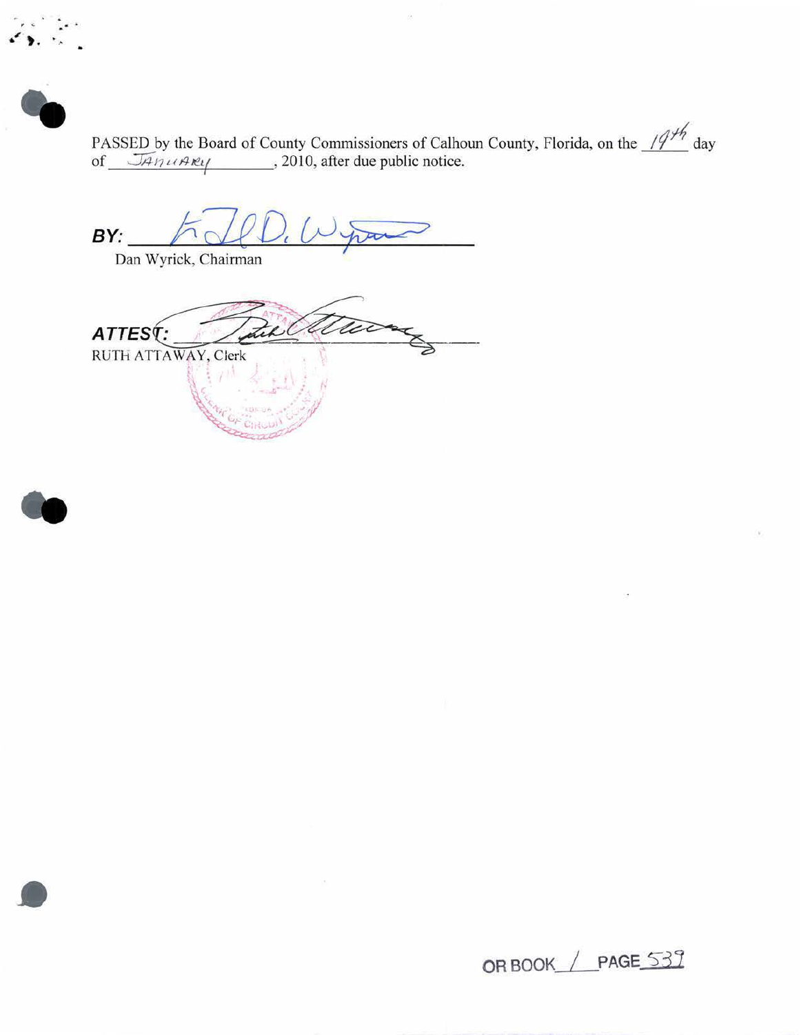PASSED by the Board of County Commissioners of Calhoun County, Florida, on the 19th day of JANUARY, 2010, after due public notice.

**_BY:_** ______________________________

Dan Wyrick, Chairman

**_ATTEST:_** ______________________________

RUTH ATTAWAY, Clerk

OR BOOK 1 PAGE 539